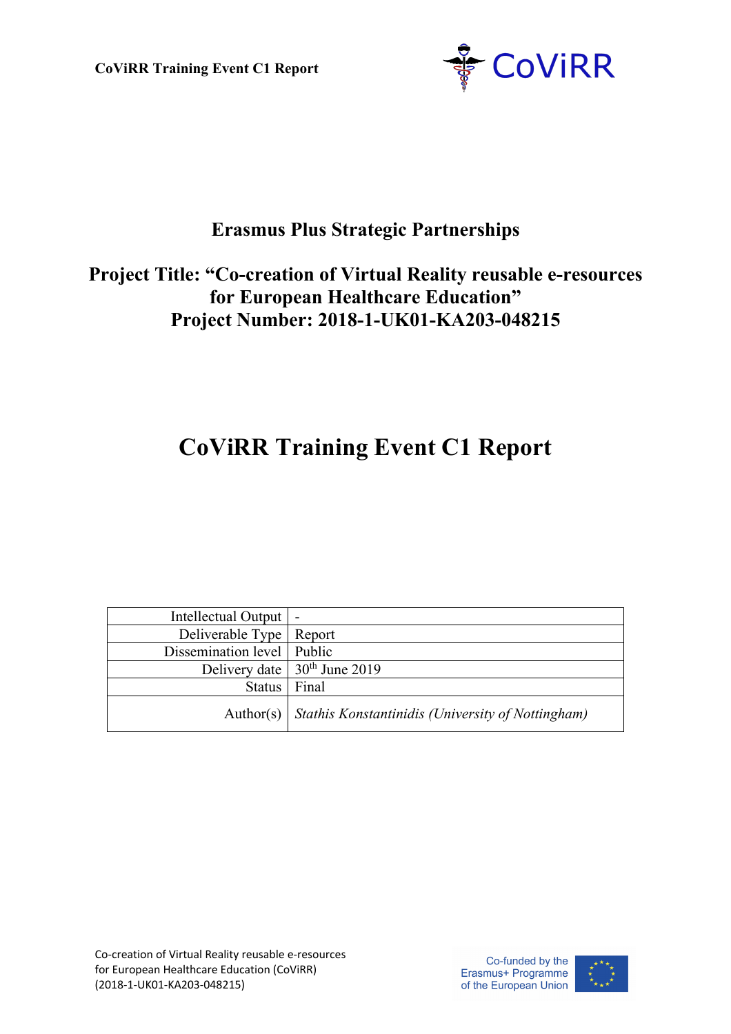**Erasmus Plus Strategic Partnerships**

**Project Title: "Co-creation of Virtual Reality reusable e-resources for European Healthcare Education"**
**Project Number: 2018-1-UK01-KA203-048215**

# CoViRR Training Event C1 Report

| | |
|---|---|
| Intellectual Output | - |
| Deliverable Type | Report |
| Dissemination level | Public |
| Delivery date | 30th June 2019 |
| Status | Final |
| Author(s) | *Stathis Konstantinidis (University of Nottingham)* |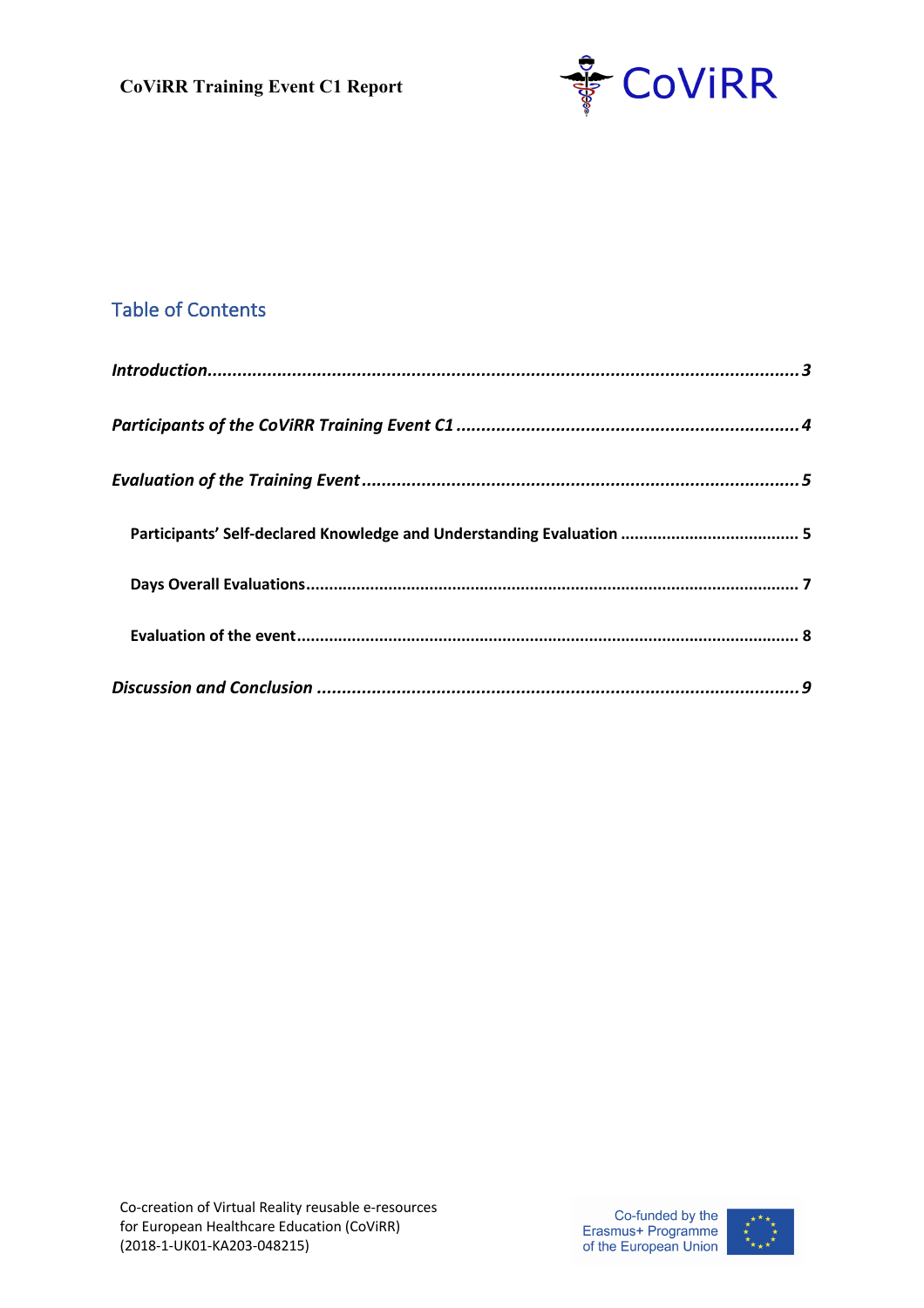## Table of Contents

*Introduction* ........ *3*

*Participants of the CoViRR Training Event C1* ........ *4*

*Evaluation of the Training Event* ........ *5*

**Participants' Self-declared Knowledge and Understanding Evaluation** ........ **5**

**Days Overall Evaluations** ........ **7**

**Evaluation of the event** ........ **8**

*Discussion and Conclusion* ........ *9*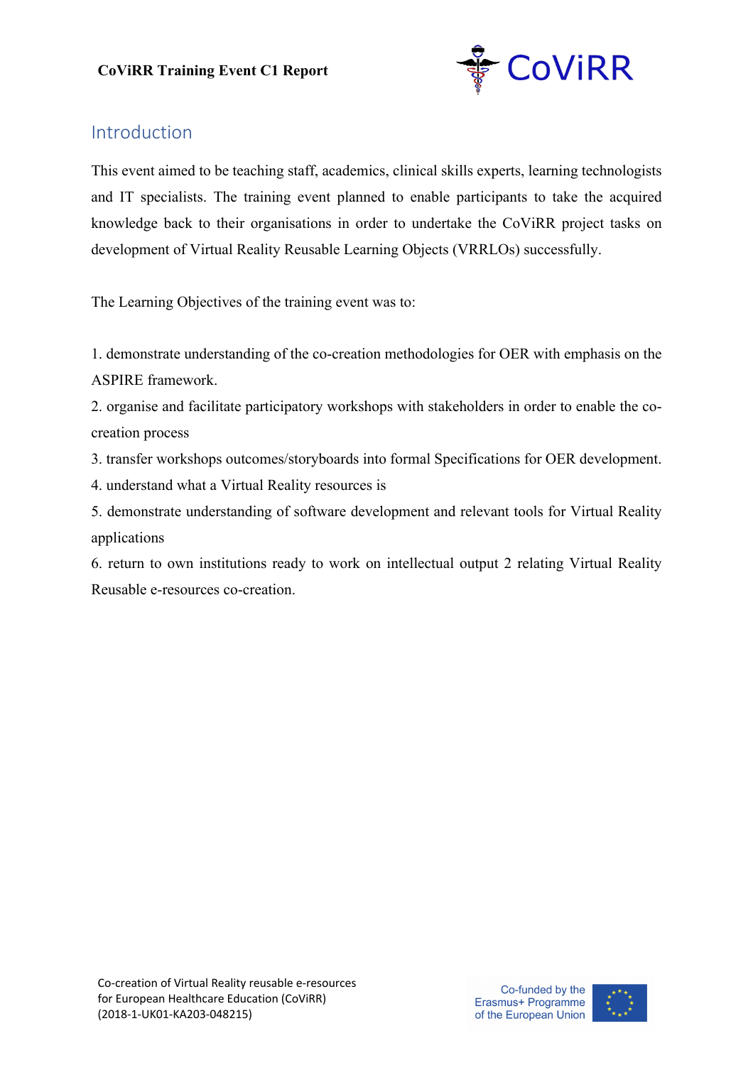## Introduction

This event aimed to be teaching staff, academics, clinical skills experts, learning technologists and IT specialists. The training event planned to enable participants to take the acquired knowledge back to their organisations in order to undertake the CoViRR project tasks on development of Virtual Reality Reusable Learning Objects (VRRLOs) successfully.

The Learning Objectives of the training event was to:

1. demonstrate understanding of the co-creation methodologies for OER with emphasis on the ASPIRE framework.
2. organise and facilitate participatory workshops with stakeholders in order to enable the co-creation process
3. transfer workshops outcomes/storyboards into formal Specifications for OER development.
4. understand what a Virtual Reality resources is
5. demonstrate understanding of software development and relevant tools for Virtual Reality applications
6. return to own institutions ready to work on intellectual output 2 relating Virtual Reality Reusable e-resources co-creation.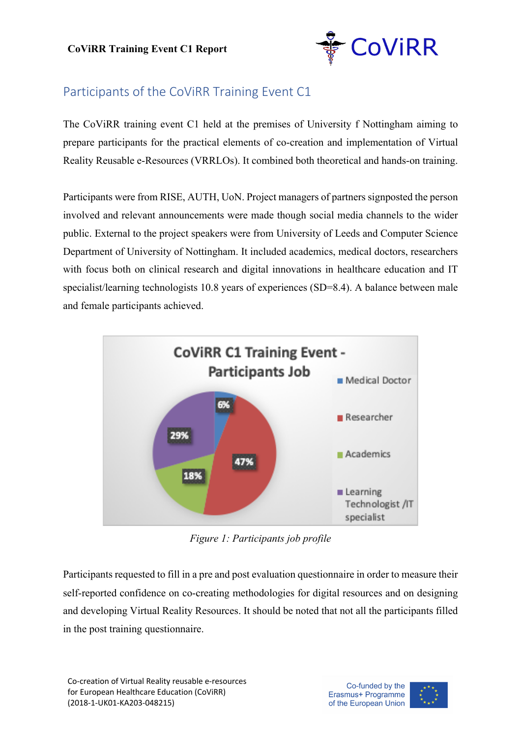## Participants of the CoViRR Training Event C1

The CoViRR training event C1 held at the premises of University f Nottingham aiming to prepare participants for the practical elements of co-creation and implementation of Virtual Reality Reusable e-Resources (VRRLOs). It combined both theoretical and hands-on training.

Participants were from RISE, AUTH, UoN. Project managers of partners signposted the person involved and relevant announcements were made though social media channels to the wider public. External to the project speakers were from University of Leeds and Computer Science Department of University of Nottingham. It included academics, medical doctors, researchers with focus both on clinical research and digital innovations in healthcare education and IT specialist/learning technologists 10.8 years of experiences (SD=8.4). A balance between male and female participants achieved.

**CoViRR C1 Training Event - Participants Job**

| Job | Percentage |
|---|---|
| Medical Doctor | 6% |
| Researcher | 47% |
| Academics | 18% |
| Learning Technologist /IT specialist | 29% |

*Figure 1: Participants job profile*

Participants requested to fill in a pre and post evaluation questionnaire in order to measure their self-reported confidence on co-creating methodologies for digital resources and on designing and developing Virtual Reality Resources. It should be noted that not all the participants filled in the post training questionnaire.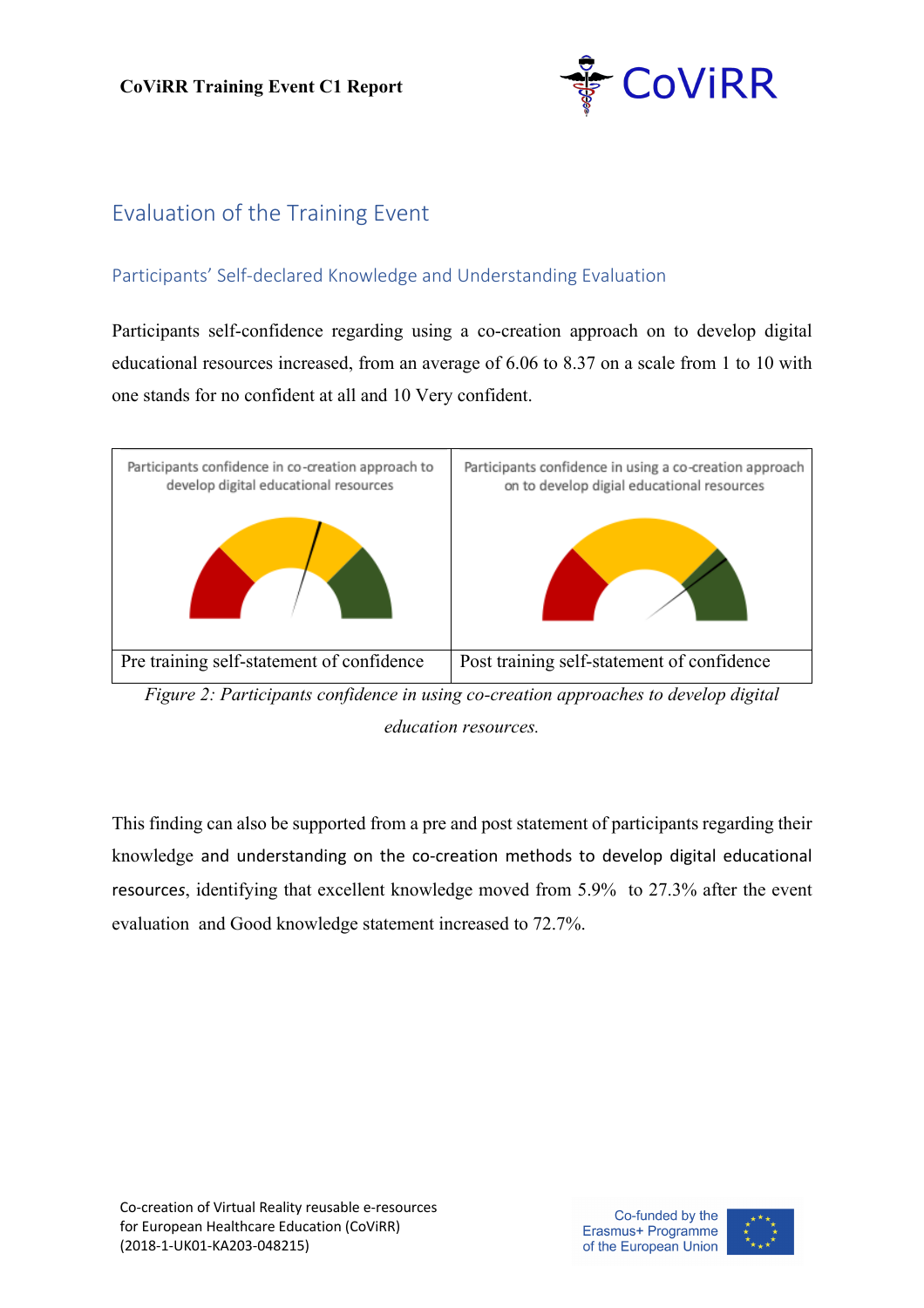## Evaluation of the Training Event

### Participants' Self-declared Knowledge and Understanding Evaluation

Participants self-confidence regarding using a co-creation approach on to develop digital educational resources increased, from an average of 6.06 to 8.37 on a scale from 1 to 10 with one stands for no confident at all and 10 Very confident.

| Participants confidence in co-creation approach to develop digital educational resources | Participants confidence in using a co-creation approach on to develop digial educational resources |
| --- | --- |
| Pre training self-statement of confidence | Post training self-statement of confidence |

*Figure 2: Participants confidence in using co-creation approaches to develop digital education resources.*

This finding can also be supported from a pre and post statement of participants regarding their knowledge and understanding on the co-creation methods to develop digital educational resources, identifying that excellent knowledge moved from 5.9% to 27.3% after the event evaluation and Good knowledge statement increased to 72.7%.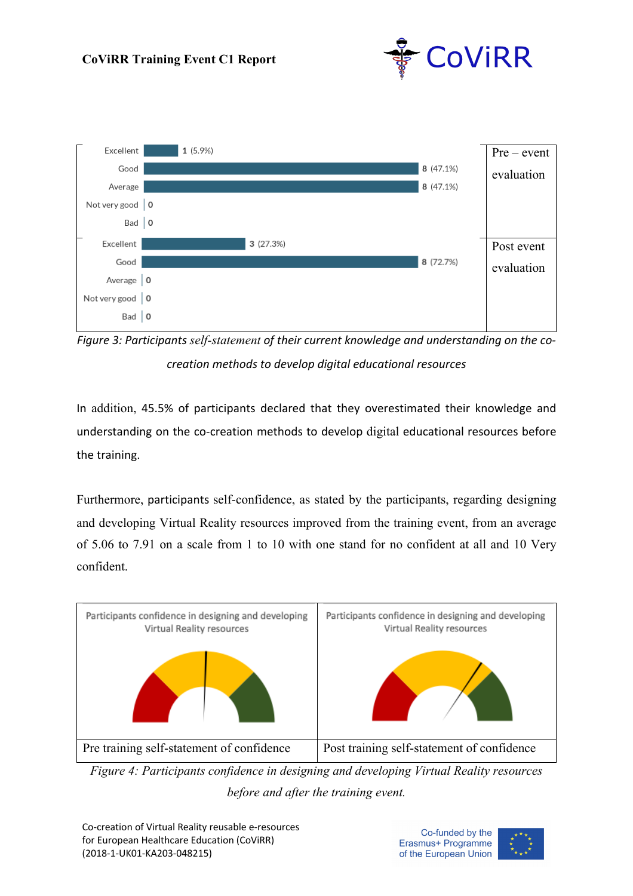| | Pre – event evaluation |
|---|---|
| Excellent: 1 (5.9%) | |
| Good: 8 (47.1%) | |
| Average: 8 (47.1%) | |
| Not very good: 0 | |
| Bad: 0 | |

| | Post event evaluation |
|---|---|
| Excellent: 3 (27.3%) | |
| Good: 8 (72.7%) | |
| Average: 0 | |
| Not very good: 0 | |
| Bad: 0 | |

*Figure 3: Participants self-statement of their current knowledge and understanding on the co-creation methods to develop digital educational resources*

In addition, 45.5% of participants declared that they overestimated their knowledge and understanding on the co-creation methods to develop digital educational resources before the training.

Furthermore, participants self-confidence, as stated by the participants, regarding designing and developing Virtual Reality resources improved from the training event, from an average of 5.06 to 7.91 on a scale from 1 to 10 with one stand for no confident at all and 10 Very confident.

| Participants confidence in designing and developing Virtual Reality resources | Participants confidence in designing and developing Virtual Reality resources |
|---|---|
| Pre training self-statement of confidence | Post training self-statement of confidence |

*Figure 4: Participants confidence in designing and developing Virtual Reality resources before and after the training event.*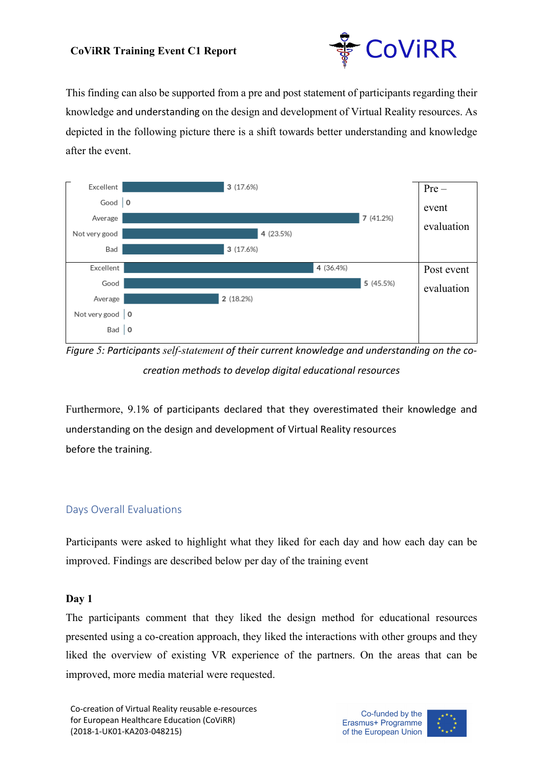This finding can also be supported from a pre and post statement of participants regarding their knowledge and understanding on the design and development of Virtual Reality resources. As depicted in the following picture there is a shift towards better understanding and knowledge after the event.

| Rating | Count (%) | |
|---|---|---|
| Excellent | 3 (17.6%) | Pre – event evaluation |
| Good | 0 | |
| Average | 7 (41.2%) | |
| Not very good | 4 (23.5%) | |
| Bad | 3 (17.6%) | |
| Excellent | 4 (36.4%) | Post event evaluation |
| Good | 5 (45.5%) | |
| Average | 2 (18.2%) | |
| Not very good | 0 | |
| Bad | 0 | |

*Figure 5: Participants self-statement of their current knowledge and understanding on the co-creation methods to develop digital educational resources*

Furthermore, 9.1% of participants declared that they overestimated their knowledge and understanding on the design and development of Virtual Reality resources before the training.

## Days Overall Evaluations

Participants were asked to highlight what they liked for each day and how each day can be improved. Findings are described below per day of the training event

**Day 1**

The participants comment that they liked the design method for educational resources presented using a co-creation approach, they liked the interactions with other groups and they liked the overview of existing VR experience of the partners. On the areas that can be improved, more media material were requested.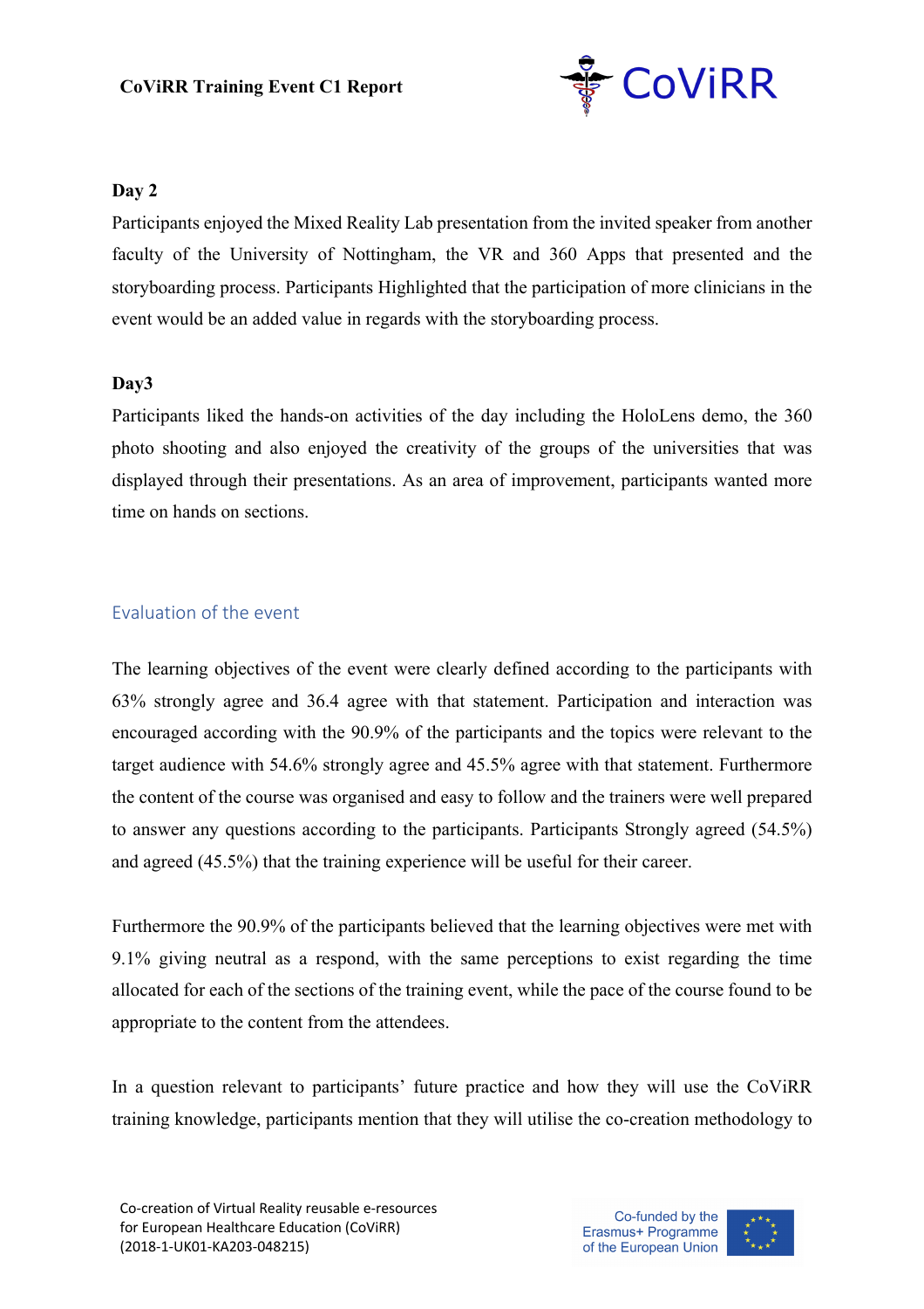**Day 2**

Participants enjoyed the Mixed Reality Lab presentation from the invited speaker from another faculty of the University of Nottingham, the VR and 360 Apps that presented and the storyboarding process. Participants Highlighted that the participation of more clinicians in the event would be an added value in regards with the storyboarding process.

**Day3**

Participants liked the hands-on activities of the day including the HoloLens demo, the 360 photo shooting and also enjoyed the creativity of the groups of the universities that was displayed through their presentations. As an area of improvement, participants wanted more time on hands on sections.

## Evaluation of the event

The learning objectives of the event were clearly defined according to the participants with 63% strongly agree and 36.4 agree with that statement. Participation and interaction was encouraged according with the 90.9% of the participants and the topics were relevant to the target audience with 54.6% strongly agree and 45.5% agree with that statement. Furthermore the content of the course was organised and easy to follow and the trainers were well prepared to answer any questions according to the participants. Participants Strongly agreed (54.5%) and agreed (45.5%) that the training experience will be useful for their career.

Furthermore the 90.9% of the participants believed that the learning objectives were met with 9.1% giving neutral as a respond, with the same perceptions to exist regarding the time allocated for each of the sections of the training event, while the pace of the course found to be appropriate to the content from the attendees.

In a question relevant to participants' future practice and how they will use the CoViRR training knowledge, participants mention that they will utilise the co-creation methodology to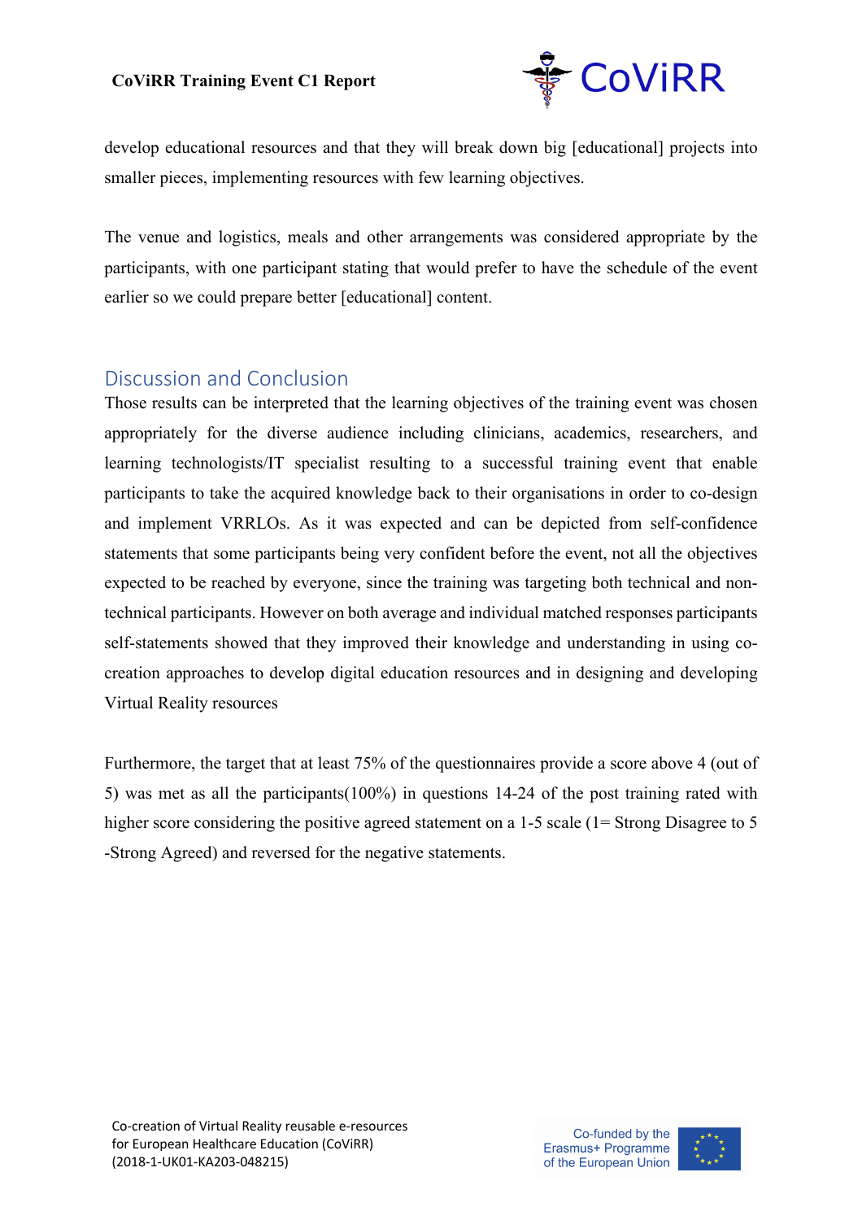develop educational resources and that they will break down big [educational] projects into smaller pieces, implementing resources with few learning objectives.

The venue and logistics, meals and other arrangements was considered appropriate by the participants, with one participant stating that would prefer to have the schedule of the event earlier so we could prepare better [educational] content.

## Discussion and Conclusion

Those results can be interpreted that the learning objectives of the training event was chosen appropriately for the diverse audience including clinicians, academics, researchers, and learning technologists/IT specialist resulting to a successful training event that enable participants to take the acquired knowledge back to their organisations in order to co-design and implement VRRLOs. As it was expected and can be depicted from self-confidence statements that some participants being very confident before the event, not all the objectives expected to be reached by everyone, since the training was targeting both technical and non-technical participants. However on both average and individual matched responses participants self-statements showed that they improved their knowledge and understanding in using co-creation approaches to develop digital education resources and in designing and developing Virtual Reality resources

Furthermore, the target that at least 75% of the questionnaires provide a score above 4 (out of 5) was met as all the participants(100%) in questions 14-24 of the post training rated with higher score considering the positive agreed statement on a 1-5 scale (1= Strong Disagree to 5 -Strong Agreed) and reversed for the negative statements.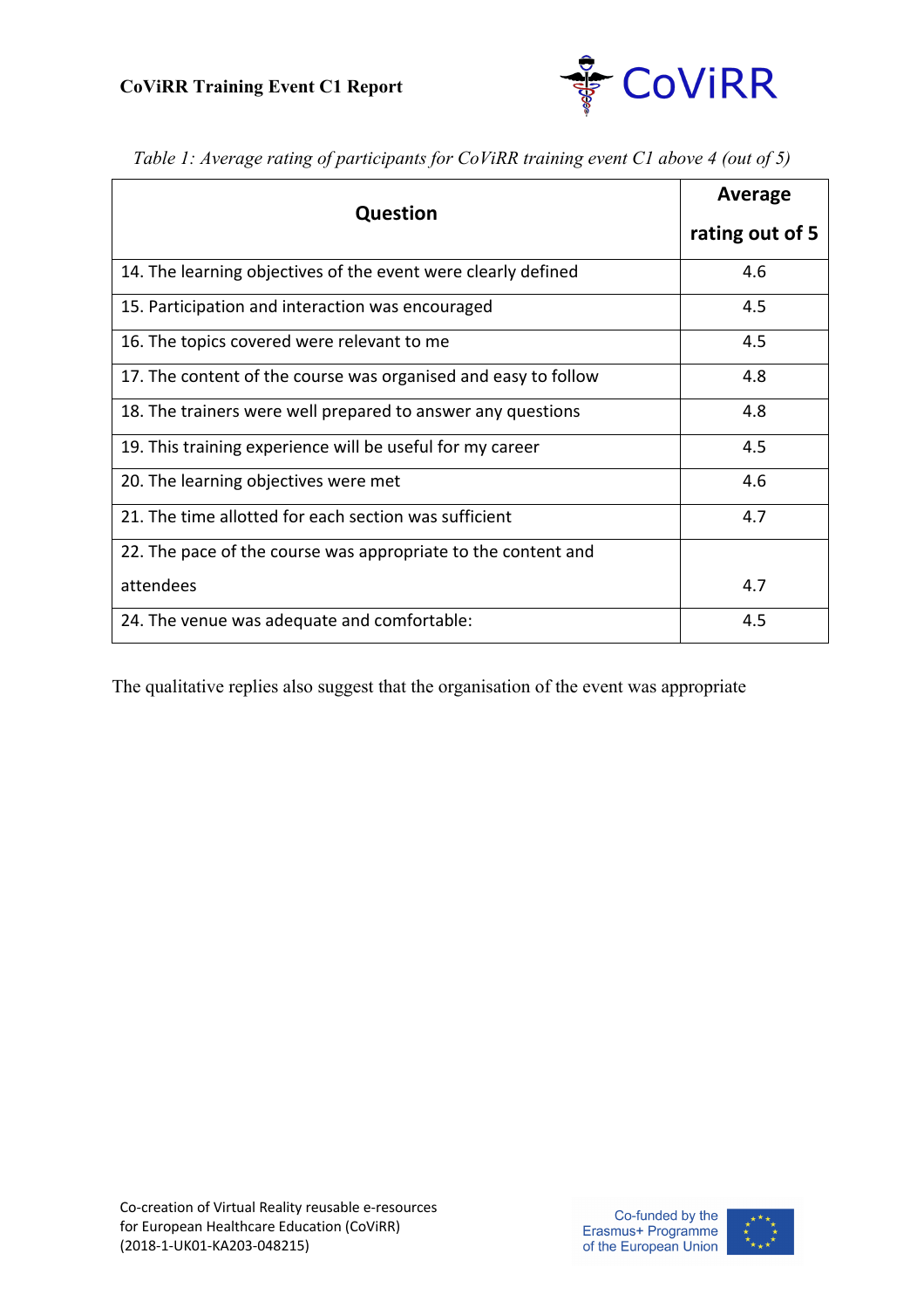*Table 1: Average rating of participants for CoViRR training event C1 above 4 (out of 5)*

| Question | Average rating out of 5 |
|---|---|
| 14. The learning objectives of the event were clearly defined | 4.6 |
| 15. Participation and interaction was encouraged | 4.5 |
| 16. The topics covered were relevant to me | 4.5 |
| 17. The content of the course was organised and easy to follow | 4.8 |
| 18. The trainers were well prepared to answer any questions | 4.8 |
| 19. This training experience will be useful for my career | 4.5 |
| 20. The learning objectives were met | 4.6 |
| 21. The time allotted for each section was sufficient | 4.7 |
| 22. The pace of the course was appropriate to the content and attendees | 4.7 |
| 24. The venue was adequate and comfortable: | 4.5 |

The qualitative replies also suggest that the organisation of the event was appropriate